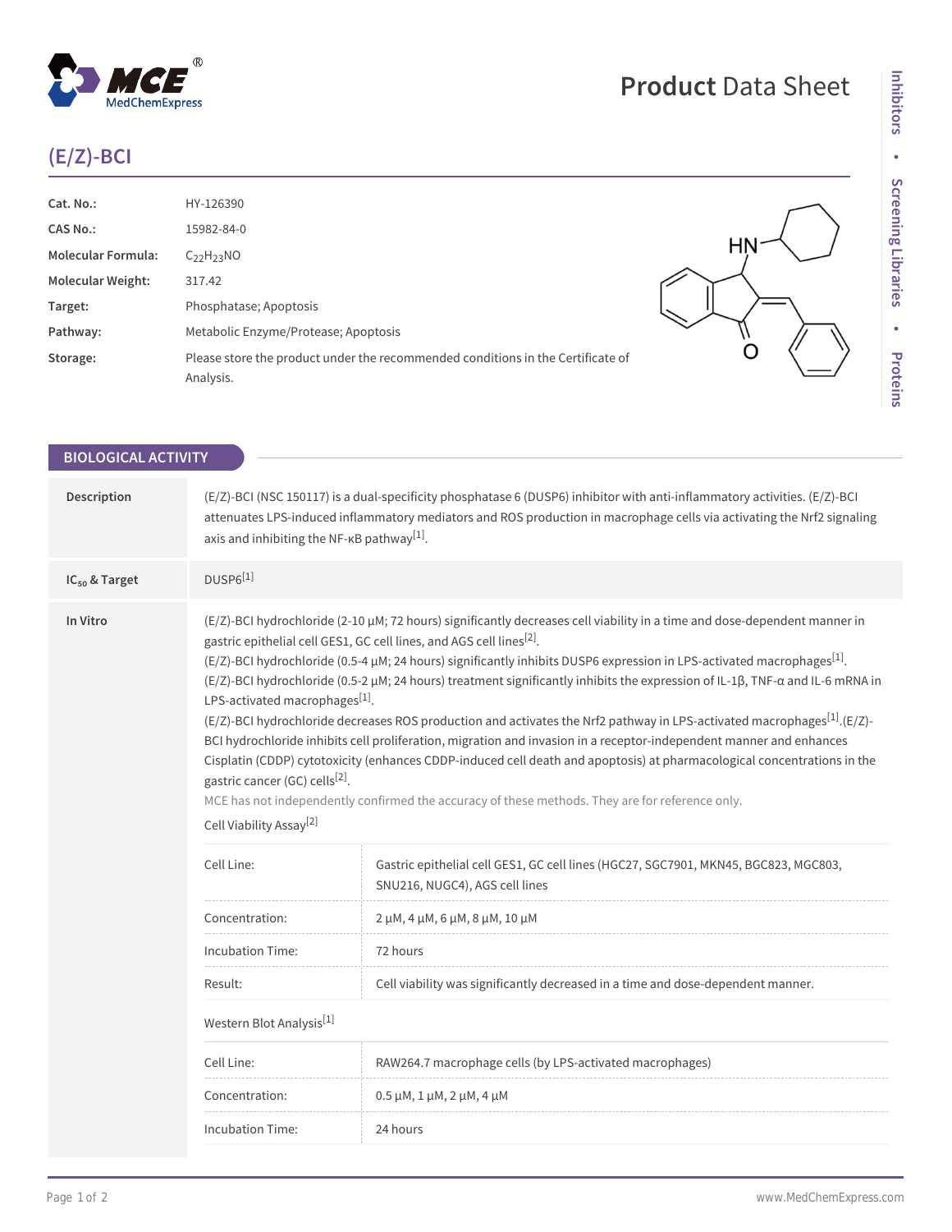# (E/Z)-BCI

| | |
|---|---|
| **Cat. No.:** | HY-126390 |
| **CAS No.:** | 15982-84-0 |
| **Molecular Formula:** | $C_{22}H_{23}NO$ |
| **Molecular Weight:** | 317.42 |
| **Target:** | Phosphatase; Apoptosis |
| **Pathway:** | Metabolic Enzyme/Protease; Apoptosis |
| **Storage:** | Please store the product under the recommended conditions in the Certificate of Analysis. |

## BIOLOGICAL ACTIVITY

**Description**

(E/Z)-BCI (NSC 150117) is a dual-specificity phosphatase 6 (DUSP6) inhibitor with anti-inflammatory activities. (E/Z)-BCI attenuates LPS-induced inflammatory mediators and ROS production in macrophage cells via activating the Nrf2 signaling axis and inhibiting the NF-κB pathway[1].

**$IC_{50}$ & Target**

DUSP6[1]

**In Vitro**

(E/Z)-BCI hydrochloride (2-10 μM; 72 hours) significantly decreases cell viability in a time and dose-dependent manner in gastric epithelial cell GES1, GC cell lines, and AGS cell lines[2].
(E/Z)-BCI hydrochloride (0.5-4 μM; 24 hours) significantly inhibits DUSP6 expression in LPS-activated macrophages[1].
(E/Z)-BCI hydrochloride (0.5-2 μM; 24 hours) treatment significantly inhibits the expression of IL-1β, TNF-α and IL-6 mRNA in LPS-activated macrophages[1].
(E/Z)-BCI hydrochloride decreases ROS production and activates the Nrf2 pathway in LPS-activated macrophages[1].(E/Z)-BCI hydrochloride inhibits cell proliferation, migration and invasion in a receptor-independent manner and enhances Cisplatin (CDDP) cytotoxicity (enhances CDDP-induced cell death and apoptosis) at pharmacological concentrations in the gastric cancer (GC) cells[2].

MCE has not independently confirmed the accuracy of these methods. They are for reference only.

Cell Viability Assay[2]

| | |
|---|---|
| Cell Line: | Gastric epithelial cell GES1, GC cell lines (HGC27, SGC7901, MKN45, BGC823, MGC803, SNU216, NUGC4), AGS cell lines |
| Concentration: | 2 μM, 4 μM, 6 μM, 8 μM, 10 μM |
| Incubation Time: | 72 hours |
| Result: | Cell viability was significantly decreased in a time and dose-dependent manner. |

Western Blot Analysis[1]

| | |
|---|---|
| Cell Line: | RAW264.7 macrophage cells (by LPS-activated macrophages) |
| Concentration: | 0.5 μM, 1 μM, 2 μM, 4 μM |
| Incubation Time: | 24 hours |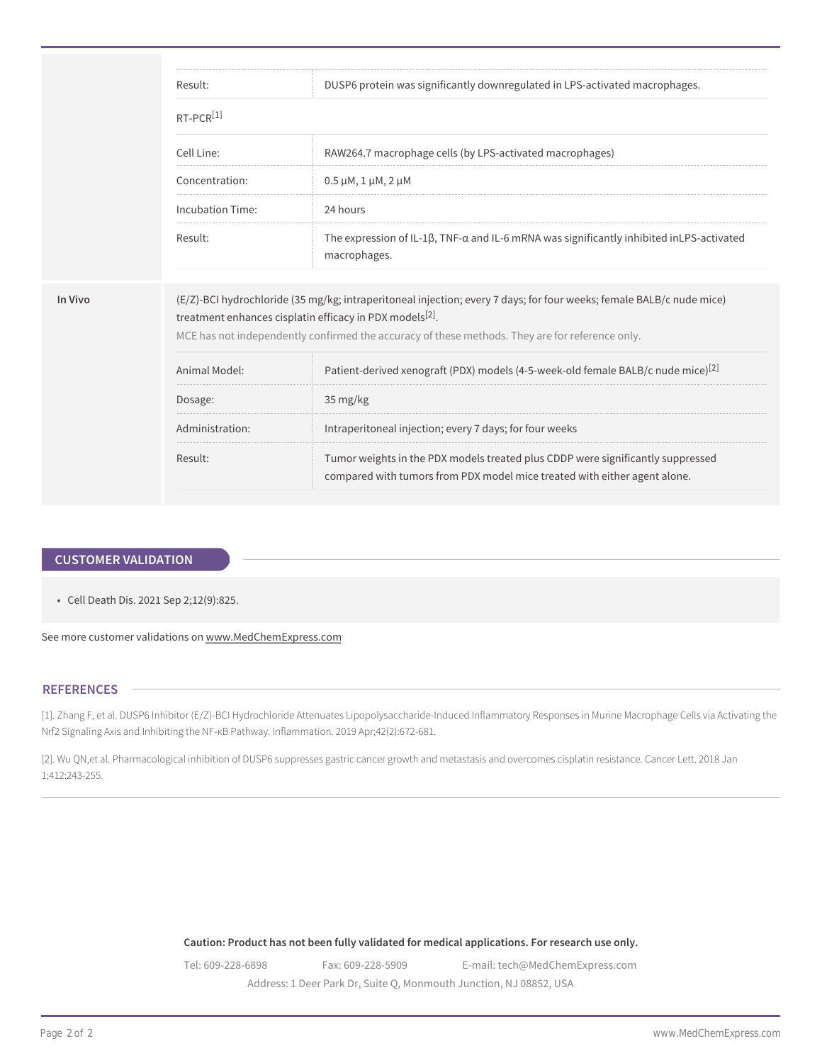| | |
|---|---|
| Result: | DUSP6 protein was significantly downregulated in LPS-activated macrophages. |

RT-PCR[1]

| | |
|---|---|
| Cell Line: | RAW264.7 macrophage cells (by LPS-activated macrophages) |
| Concentration: | 0.5 μM, 1 μM, 2 μM |
| Incubation Time: | 24 hours |
| Result: | The expression of IL-1β, TNF-α and IL-6 mRNA was significantly inhibited inLPS-activated macrophages. |

**In Vivo**

(E/Z)-BCI hydrochloride (35 mg/kg; intraperitoneal injection; every 7 days; for four weeks; female BALB/c nude mice) treatment enhances cisplatin efficacy in PDX models[2].

MCE has not independently confirmed the accuracy of these methods. They are for reference only.

| | |
|---|---|
| Animal Model: | Patient-derived xenograft (PDX) models (4-5-week-old female BALB/c nude mice)[2] |
| Dosage: | 35 mg/kg |
| Administration: | Intraperitoneal injection; every 7 days; for four weeks |
| Result: | Tumor weights in the PDX models treated plus CDDP were significantly suppressed compared with tumors from PDX model mice treated with either agent alone. |

## CUSTOMER VALIDATION

- Cell Death Dis. 2021 Sep 2;12(9):825.

See more customer validations on www.MedChemExpress.com

## REFERENCES

[1]. Zhang F, et al. DUSP6 Inhibitor (E/Z)-BCI Hydrochloride Attenuates Lipopolysaccharide-Induced Inflammatory Responses in Murine Macrophage Cells via Activating the Nrf2 Signaling Axis and Inhibiting the NF-κB Pathway. Inflammation. 2019 Apr;42(2):672-681.

[2]. Wu QN,et al. Pharmacological inhibition of DUSP6 suppresses gastric cancer growth and metastasis and overcomes cisplatin resistance. Cancer Lett. 2018 Jan 1;412:243-255.

**Caution: Product has not been fully validated for medical applications. For research use only.**

Tel: 609-228-6898 Fax: 609-228-5909 E-mail: tech@MedChemExpress.com

Address: 1 Deer Park Dr, Suite Q, Monmouth Junction, NJ 08852, USA